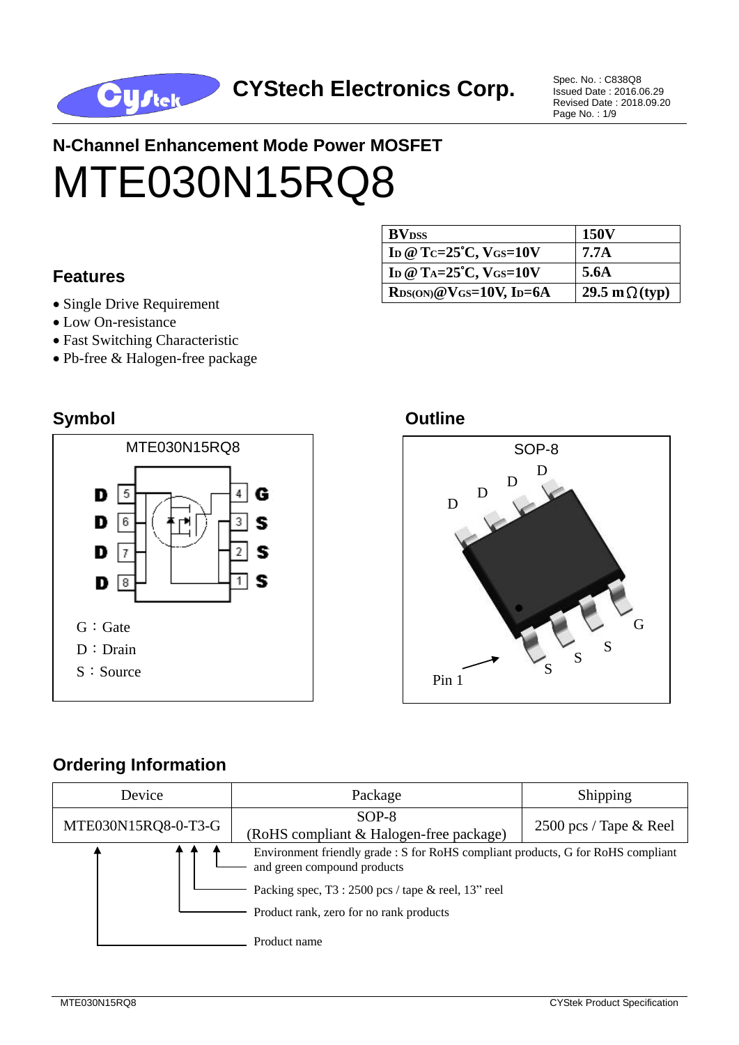CYStech Electronics Corp.

Spec. No. : C838Q8
Issued Date : 2016.06.29
Revised Date : 2018.09.20

## N-Channel Enhancement Mode Power MOSFET

# MTE030N15RQ8

| $BV_{DSS}$ | 150V |
|---|---|
| $I_D$ @ $T_C$=25°C, $V_{GS}$=10V | 7.7A |
| $I_D$ @ $T_A$=25°C, $V_{GS}$=10V | 5.6A |
| $R_{DS(ON)}$@$V_{GS}$=10V, $I_D$=6A | 29.5 mΩ(typ) |

## Features

- Single Drive Requirement
- Low On-resistance
- Fast Switching Characteristic
- Pb-free & Halogen-free package

## Symbol

MTE030N15RQ8

D 5, D 6, D 7, D 8, 4 G, 3 S, 2 S, 1 S

G : Gate
D : Drain
S : Source

## Outline

SOP-8

D D D D, G S S S, Pin 1

## Ordering Information

| Device | Package | Shipping |
|---|---|---|
| MTE030N15RQ8-0-T3-G | SOP-8 (RoHS compliant & Halogen-free package) | 2500 pcs / Tape & Reel |

- Environment friendly grade : S for RoHS compliant products, G for RoHS compliant and green compound products
- Packing spec, T3 : 2500 pcs / tape & reel, 13" reel
- Product rank, zero for no rank products
- Product name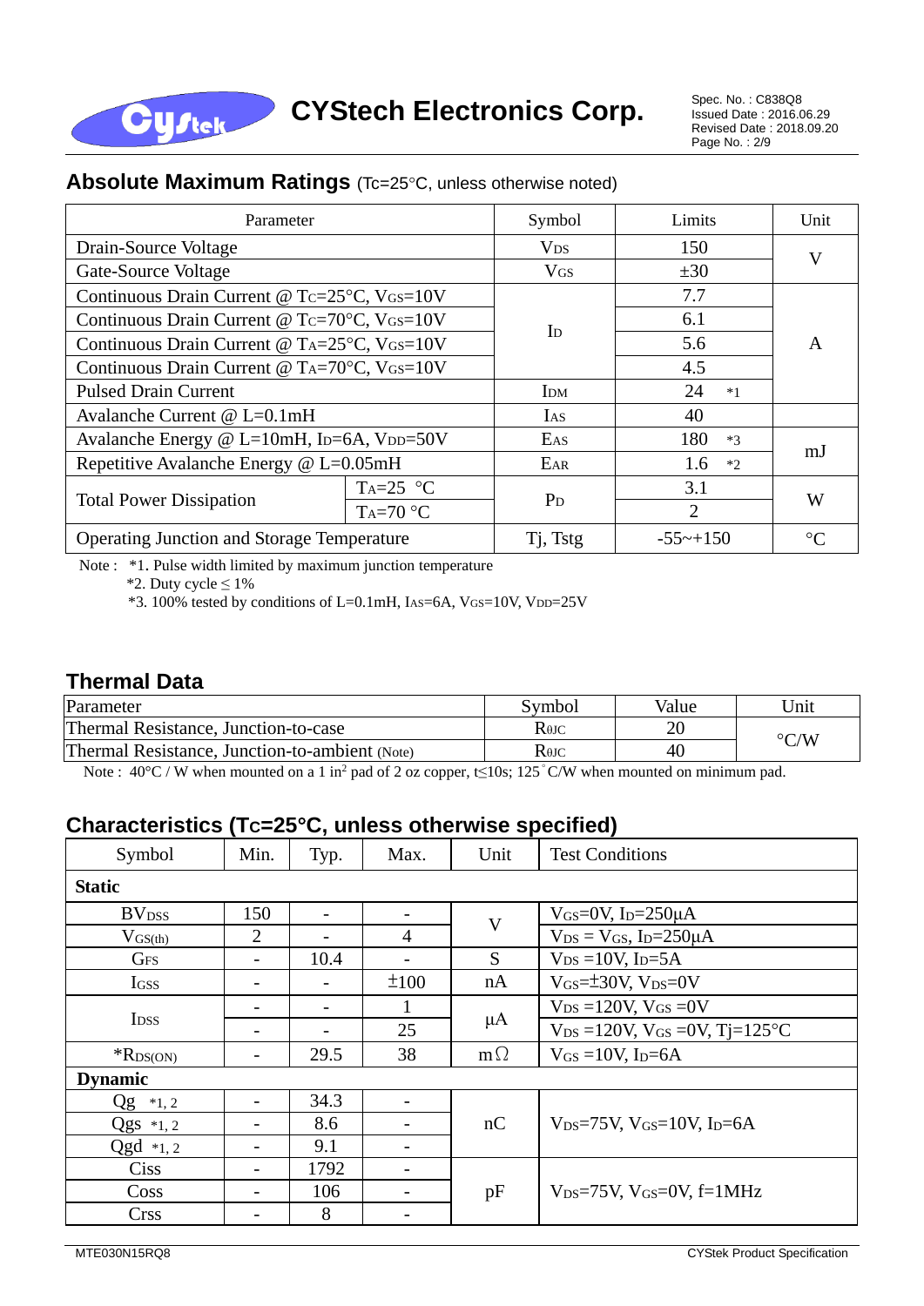## Absolute Maximum Ratings (Tc=25°C, unless otherwise noted)

| Parameter | | Symbol | Limits | Unit |
|---|---|---|---|---|
| Drain-Source Voltage | | $V_{DS}$ | 150 | V |
| Gate-Source Voltage | | $V_{GS}$ | ±30 | |
| Continuous Drain Current @ $T_C$=25°C, $V_{GS}$=10V | | $I_D$ | 7.7 | A |
| Continuous Drain Current @ $T_C$=70°C, $V_{GS}$=10V | | | 6.1 | |
| Continuous Drain Current @ $T_A$=25°C, $V_{GS}$=10V | | | 5.6 | |
| Continuous Drain Current @ $T_A$=70°C, $V_{GS}$=10V | | | 4.5 | |
| Pulsed Drain Current | | $I_{DM}$ | 24 *1 | |
| Avalanche Current @ L=0.1mH | | $I_{AS}$ | 40 | |
| Avalanche Energy @ L=10mH, $I_D$=6A, $V_{DD}$=50V | | $E_{AS}$ | 180 *3 | mJ |
| Repetitive Avalanche Energy @ L=0.05mH | | $E_{AR}$ | 1.6 *2 | |
| Total Power Dissipation | $T_A$=25 °C | $P_D$ | 3.1 | W |
| | $T_A$=70 °C | | 2 | |
| Operating Junction and Storage Temperature | | Tj, Tstg | -55~+150 | °C |

Note : *1. Pulse width limited by maximum junction temperature
*2. Duty cycle ≤ 1%
*3. 100% tested by conditions of L=0.1mH, $I_{AS}$=6A, $V_{GS}$=10V, $V_{DD}$=25V

## Thermal Data

| Parameter | Symbol | Value | Unit |
|---|---|---|---|
| Thermal Resistance, Junction-to-case | $R_{\theta JC}$ | 20 | °C/W |
| Thermal Resistance, Junction-to-ambient (Note) | $R_{\theta JC}$ | 40 | |

Note : 40°C / W when mounted on a 1 in² pad of 2 oz copper, t≤10s; 125°C/W when mounted on minimum pad.

## Characteristics (Tc=25°C, unless otherwise specified)

| Symbol | Min. | Typ. | Max. | Unit | Test Conditions |
|---|---|---|---|---|---|
| **Static** | | | | | |
| $BV_{DSS}$ | 150 | - | - | V | $V_{GS}$=0V, $I_D$=250μA |
| $V_{GS(th)}$ | 2 | - | 4 | | $V_{DS}$ = $V_{GS}$, $I_D$=250μA |
| $G_{FS}$ | - | 10.4 | - | S | $V_{DS}$ =10V, $I_D$=5A |
| $I_{GSS}$ | - | - | ±100 | nA | $V_{GS}$=±30V, $V_{DS}$=0V |
| $I_{DSS}$ | - | - | 1 | μA | $V_{DS}$ =120V, $V_{GS}$ =0V |
| | - | - | 25 | | $V_{DS}$ =120V, $V_{GS}$ =0V, Tj=125°C |
| *$R_{DS(ON)}$ | - | 29.5 | 38 | mΩ | $V_{GS}$ =10V, $I_D$=6A |
| **Dynamic** | | | | | |
| Qg *1, 2 | - | 34.3 | - | nC | $V_{DS}$=75V, $V_{GS}$=10V, $I_D$=6A |
| Qgs *1, 2 | - | 8.6 | - | | |
| Qgd *1, 2 | - | 9.1 | - | | |
| Ciss | - | 1792 | - | pF | $V_{DS}$=75V, $V_{GS}$=0V, f=1MHz |
| Coss | - | 106 | - | | |
| Crss | - | 8 | - | | |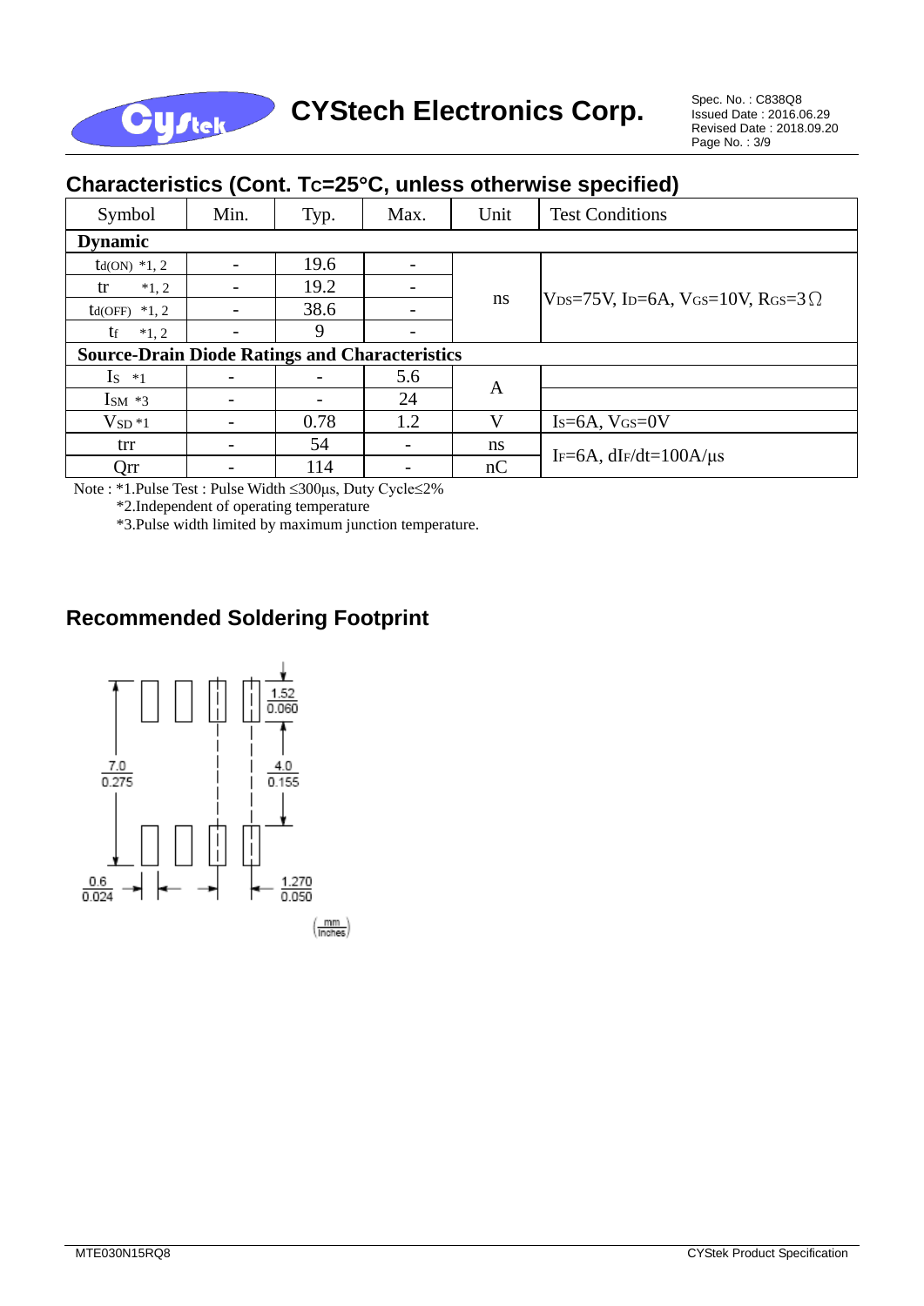## Characteristics (Cont. $T_C$=25°C, unless otherwise specified)

| Symbol | Min. | Typ. | Max. | Unit | Test Conditions |
|---|---|---|---|---|---|
| **Dynamic** | | | | | |
| $t_{d(ON)}$ *1, 2 | - | 19.6 | - | ns | $V_{DS}$=75V, $I_D$=6A, $V_{GS}$=10V, $R_{GS}$=3Ω |
| $t_r$ *1, 2 | - | 19.2 | - | | |
| $t_{d(OFF)}$ *1, 2 | - | 38.6 | - | | |
| $t_f$ *1, 2 | - | 9 | - | | |
| **Source-Drain Diode Ratings and Characteristics** | | | | | |
| $I_S$ *1 | - | - | 5.6 | A | |
| $I_{SM}$ *3 | - | - | 24 | | |
| $V_{SD}$ *1 | - | 0.78 | 1.2 | V | $I_S$=6A, $V_{GS}$=0V |
| trr | - | 54 | - | ns | $I_F$=6A, $dI_F/dt$=100A/μs |
| Qrr | - | 114 | - | nC | |

Note : *1.Pulse Test : Pulse Width ≤300μs, Duty Cycle≤2%
*2.Independent of operating temperature
*3.Pulse width limited by maximum junction temperature.

## Recommended Soldering Footprint

7.0 / 0.275
1.52 / 0.060
4.0 / 0.155
0.6 / 0.024
1.270 / 0.050
(mm / Inches)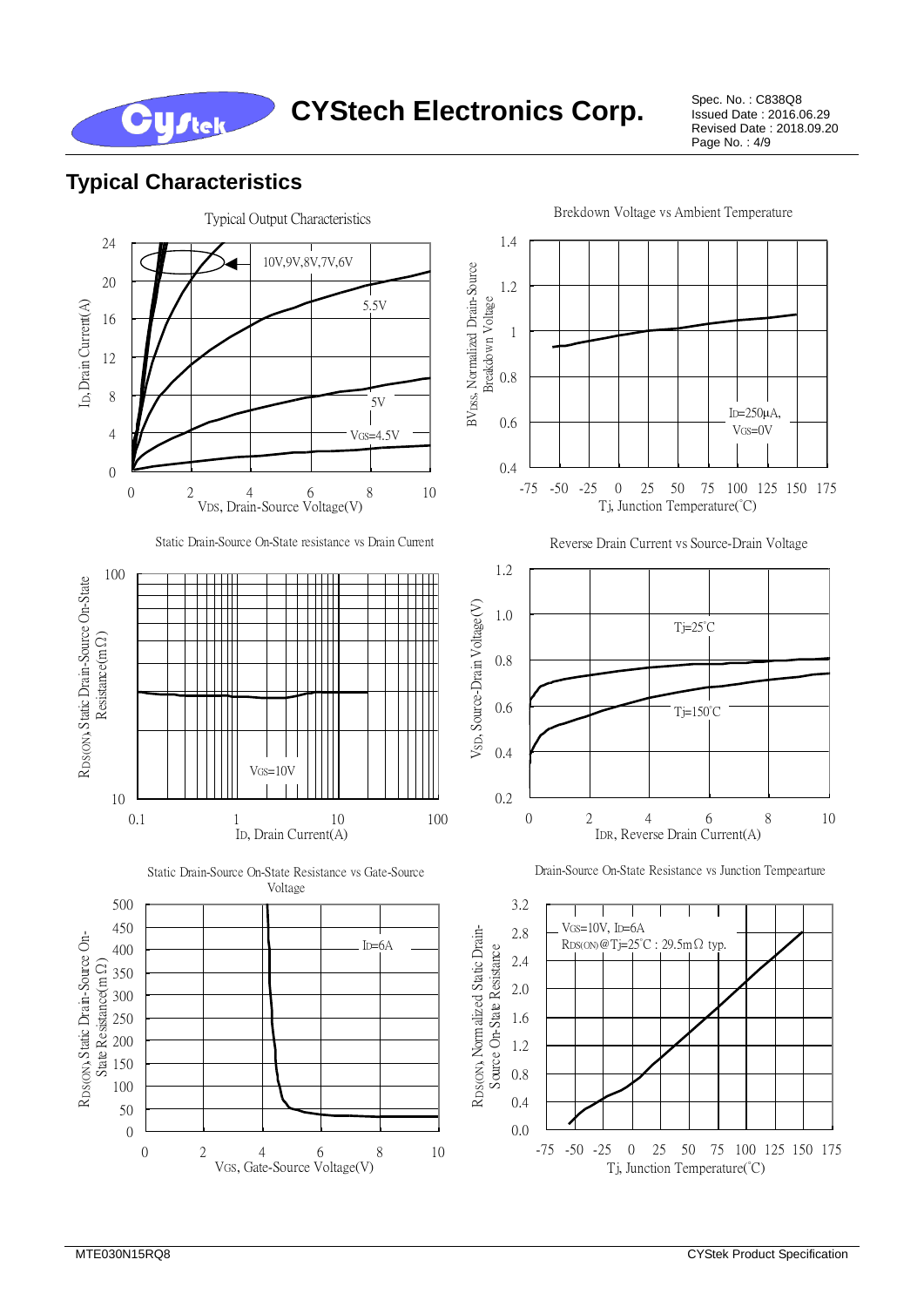## Typical Characteristics

Typical Output Characteristics

10V,9V,8V,7V,6V

5.5V

5V

VGS=4.5V

$I_D$, Drain Current(A)

$V_{DS}$, Drain-Source Voltage(V)

Brekdown Voltage vs Ambient Temperature

$BV_{DSS}$, Normalized Drain-Source Breakdown Voltage

$I_D$=250μA, $V_{GS}$=0V

Tj, Junction Temperature(°C)

Static Drain-Source On-State resistance vs Drain Current

$R_{DS(ON)}$, Static Drain-Source On-State Resistance(mΩ)

$V_{GS}$=10V

$I_D$, Drain Current(A)

Reverse Drain Current vs Source-Drain Voltage

$V_{SD}$, Source-Drain Voltage(V)

Tj=25°C

Tj=150°C

$I_{DR}$, Reverse Drain Current(A)

Static Drain-Source On-State Resistance vs Gate-Source Voltage

$R_{DS(ON)}$, Static Drain-Source On-State Resistance(mΩ)

$I_D$=6A

$V_{GS}$, Gate-Source Voltage(V)

Drain-Source On-State Resistance vs Junction Tempearture

$R_{DS(ON)}$, Normalized Static Drain-Source On-State Resistance

$V_{GS}$=10V, $I_D$=6A

$R_{DS(ON)}$@Tj=25°C : 29.5mΩ typ.

Tj, Junction Temperature(°C)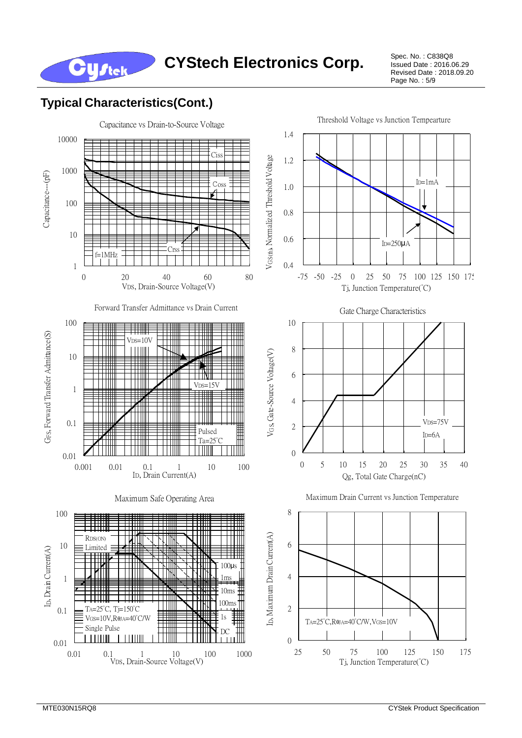## Typical Characteristics(Cont.)

Capacitance vs Drain-to-Source Voltage

Capacitance---(pF)

Ciss

Coss

Crss

f=1MHz

$V_{DS}$, Drain-Source Voltage(V)

Threshold Voltage vs Junction Tempearture

$V_{GS(th)}$, Normalized Threshold Voltage

$I_D$=1mA

$I_D$=250μA

Tj, Junction Temperature(°C)

Forward Transfer Admittance vs Drain Current

$G_{FS}$, Forward Transfer Admittance(S)

$V_{DS}$=10V

$V_{DS}$=15V

Pulsed
Ta=25°C

$I_D$, Drain Current(A)

Gate Charge Characteristics

$V_{GS}$, Gate-Source Voltage(V)

$V_{DS}$=75V
$I_D$=6A

Qg, Total Gate Charge(nC)

Maximum Safe Operating Area

$I_D$, Drain Current(A)

$R_{DS(ON)}$ Limited

100μs
1ms
10ms
100ms
1s
DC

$T_A$=25°C, Tj=150°C
$V_{GS}$=10V,$R_{\theta JA}$=40°C/W
Single Pulse

$V_{DS}$, Drain-Source Voltage(V)

Maximum Drain Current vs Junction Temperature

$I_D$, Maximum Drain Current(A)

$T_A$=25°C,$R_{\theta JA}$=40°C/W,$V_{GS}$=10V

Tj, Junction Temperature(°C)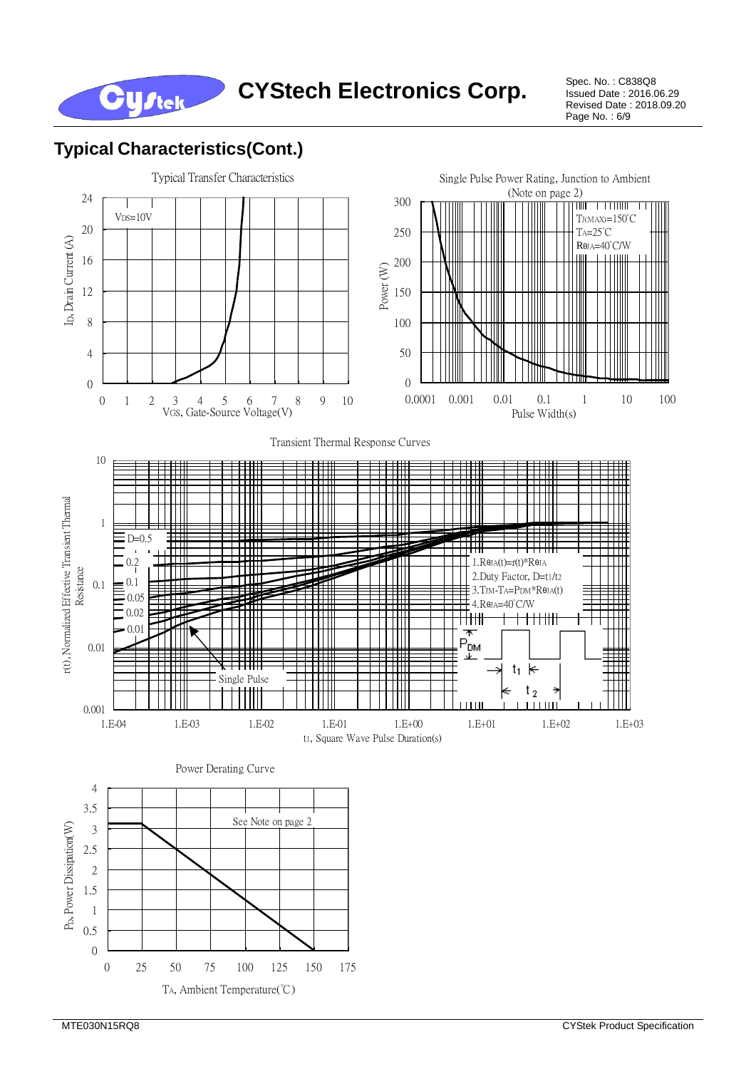## Typical Characteristics(Cont.)

Typical Transfer Characteristics

$V_{DS}$=10V

$I_D$, Drain Current (A)

$V_{GS}$, Gate-Source Voltage(V)

Single Pulse Power Rating, Junction to Ambient (Note on page 2)

$T_{J(MAX)}$=150°C
$T_A$=25°C
$R_{\theta JA}$=40°C/W

Power (W)

Pulse Width(s)

Transient Thermal Response Curves

D=0.5
0.2
0.1
0.05
0.02
0.01
Single Pulse

1.$R_{\theta JA}(t)=r(t)*R_{\theta JA}$
2.Duty Factor, $D=t_1/t_2$
3.$T_{JM}-T_A=P_{DM}*R_{\theta JA}(t)$
4.$R_{\theta JA}$=40°C/W

$P_{DM}$, $t_1$, $t_2$

r(t), Normalized Effective Transient Thermal Resistance

$t_1$, Square Wave Pulse Duration(s)

Power Derating Curve

See Note on page 2

$P_D$, Power Dissipation(W)

$T_A$, Ambient Temperature(°C)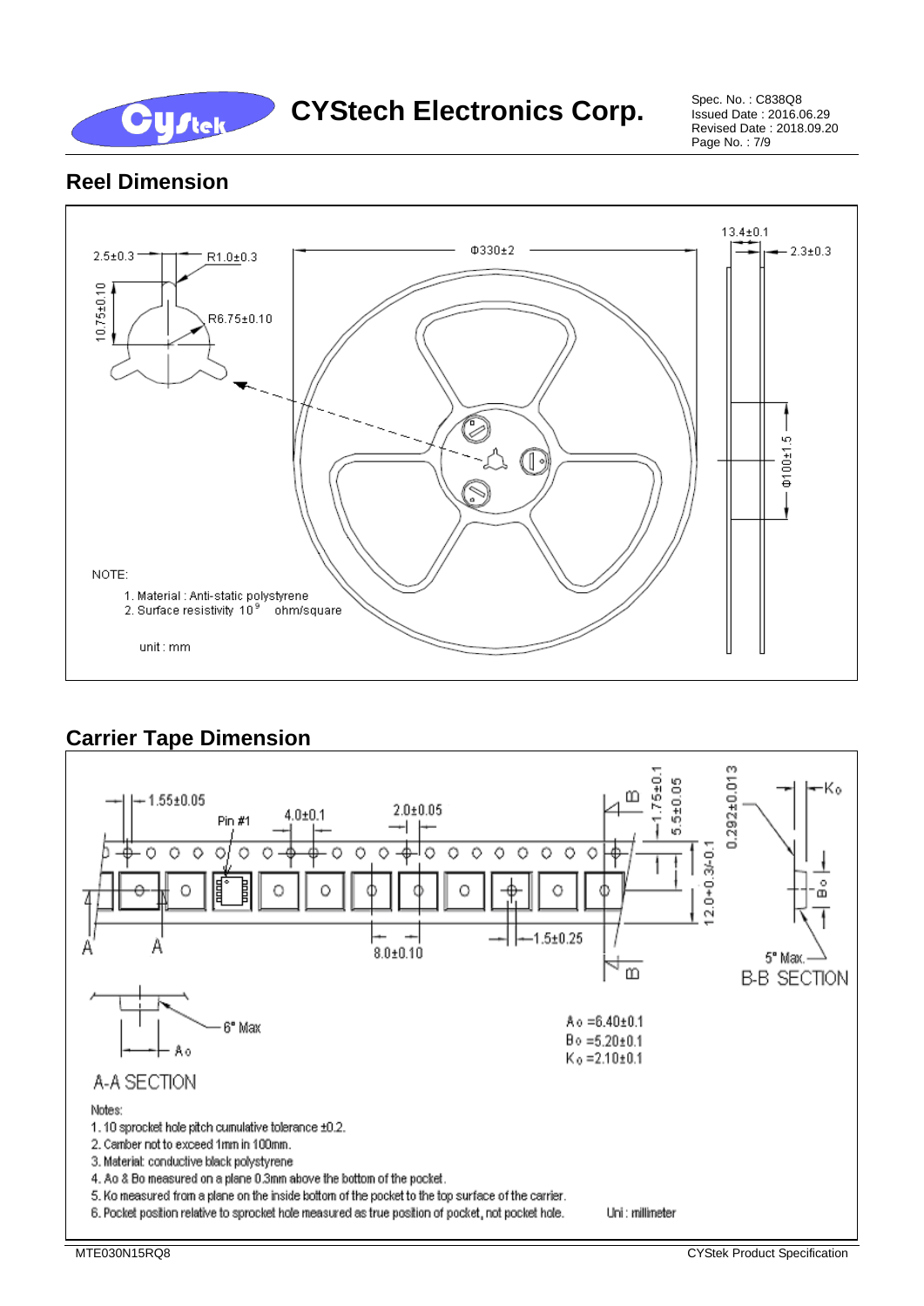## Reel Dimension

2.5±0.3

R1.0±0.3

10.75±0.10

R6.75±0.10

Φ330±2

13.4±0.1

2.3±0.3

Φ100±1.5

NOTE:

1. Material : Anti-static polystyrene
2. Surface resistivity $10^9$ ohm/square

unit : mm

## Carrier Tape Dimension

1.55±0.05

Pin #1

4.0±0.1

2.0±0.05

1.75±0.1

5.5±0.05

0.292±0.013

Ko

12.0+0.3/-0.1

Bo

8.0±0.10

1.5±0.25

5° Max.

B-B SECTION

6° Max

Ao

A-A SECTION

$A_o$ =6.40±0.1
$B_o$ =5.20±0.1
$K_o$ =2.10±0.1

Notes:

1. 10 sprocket hole pitch cumulative tolerance ±0.2.
2. Camber not to exceed 1mm in 100mm.
3. Material: conductive black polystyrene
4. Ao & Bo measured on a plane 0.3mm above the bottom of the pocket.
5. Ko measured from a plane on the inside bottom of the pocket to the top surface of the carrier.
6. Pocket position relative to sprocket hole measured as true position of pocket, not pocket hole.

Uni : millimeter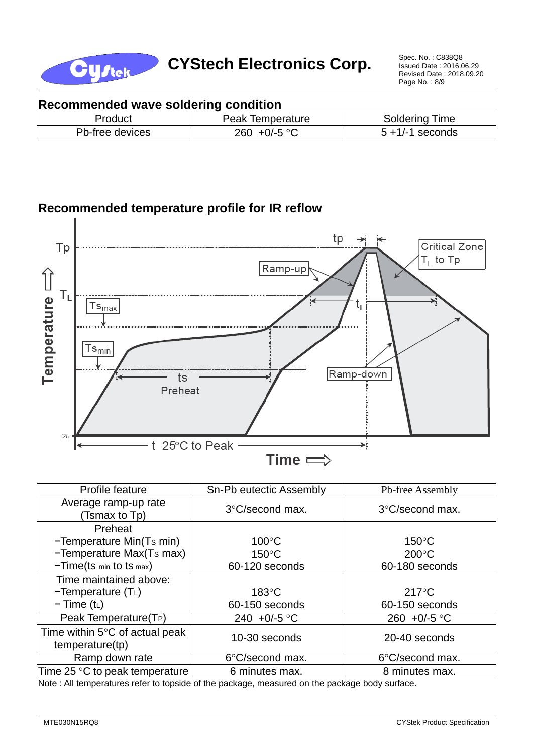## Recommended wave soldering condition

| Product | Peak Temperature | Soldering Time |
|---|---|---|
| Pb-free devices | 260 +0/-5 °C | 5 +1/-1 seconds |

## Recommended temperature profile for IR reflow

| Profile feature | Sn-Pb eutectic Assembly | Pb-free Assembly |
|---|---|---|
| Average ramp-up rate (Tsmax to Tp) | 3°C/second max. | 3°C/second max. |
| Preheat<br>−Temperature Min($T_{S}$ min)<br>−Temperature Max($T_{S}$ max)<br>−Time($t_{S\,min}$ to $t_{S\,max}$) | <br>100°C<br>150°C<br>60-120 seconds | <br>150°C<br>200°C<br>60-180 seconds |
| Time maintained above:<br>−Temperature ($T_L$)<br>− Time ($t_L$) | <br>183°C<br>60-150 seconds | <br>217°C<br>60-150 seconds |
| Peak Temperature($T_P$) | 240 +0/-5 °C | 260 +0/-5 °C |
| Time within 5°C of actual peak temperature(tp) | 10-30 seconds | 20-40 seconds |
| Ramp down rate | 6°C/second max. | 6°C/second max. |
| Time 25 °C to peak temperature | 6 minutes max. | 8 minutes max. |

Note : All temperatures refer to topside of the package, measured on the package body surface.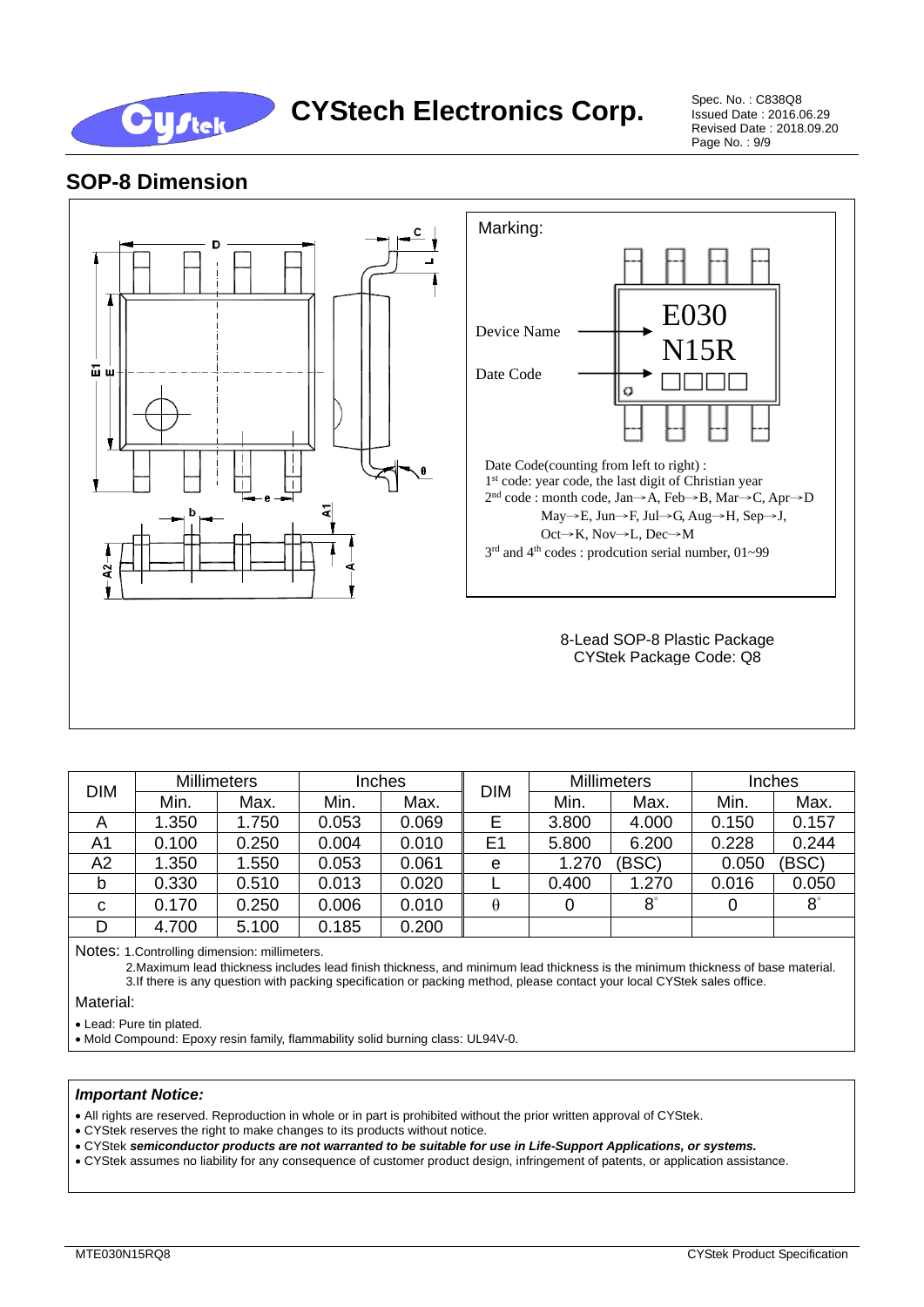## SOP-8 Dimension

Marking:

Device Name

Date Code

E030
N15R

Date Code(counting from left to right) :
1st code: year code, the last digit of Christian year
2nd code : month code, Jan→A, Feb→B, Mar→C, Apr→D
May→E, Jun→F, Jul→G, Aug→H, Sep→J,
Oct→K, Nov→L, Dec→M
3rd and 4th codes : prodcution serial number, 01~99

8-Lead SOP-8 Plastic Package
CYStek Package Code: Q8

| DIM | Millimeters | | Inches | | DIM | Millimeters | | Inches | |
|---|---|---|---|---|---|---|---|---|---|
| | Min. | Max. | Min. | Max. | | Min. | Max. | Min. | Max. |
| A | 1.350 | 1.750 | 0.053 | 0.069 | E | 3.800 | 4.000 | 0.150 | 0.157 |
| A1 | 0.100 | 0.250 | 0.004 | 0.010 | E1 | 5.800 | 6.200 | 0.228 | 0.244 |
| A2 | 1.350 | 1.550 | 0.053 | 0.061 | e | 1.270 | (BSC) | 0.050 | (BSC) |
| b | 0.330 | 0.510 | 0.013 | 0.020 | L | 0.400 | 1.270 | 0.016 | 0.050 |
| c | 0.170 | 0.250 | 0.006 | 0.010 | θ | 0 | 8° | 0 | 8° |
| D | 4.700 | 5.100 | 0.185 | 0.200 | | | | | |

Notes: 1.Controlling dimension: millimeters.
2.Maximum lead thickness includes lead finish thickness, and minimum lead thickness is the minimum thickness of base material.
3.If there is any question with packing specification or packing method, please contact your local CYStek sales office.

Material:

- Lead: Pure tin plated.
- Mold Compound: Epoxy resin family, flammability solid burning class: UL94V-0.

***Important Notice:***

- All rights are reserved. Reproduction in whole or in part is prohibited without the prior written approval of CYStek.
- CYStek reserves the right to make changes to its products without notice.
- CYStek ***semiconductor products are not warranted to be suitable for use in Life-Support Applications, or systems.***
- CYStek assumes no liability for any consequence of customer product design, infringement of patents, or application assistance.